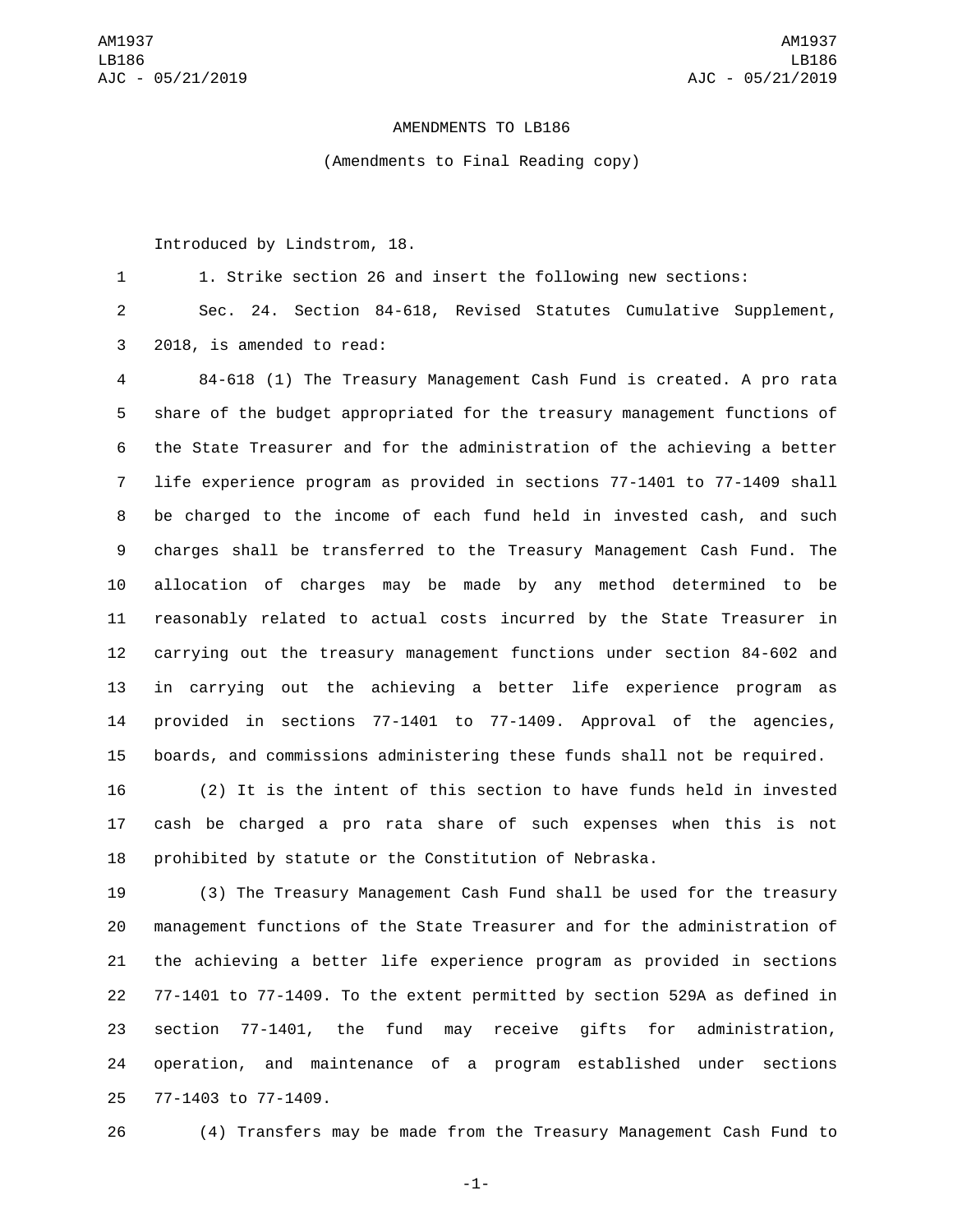AMENDMENTS TO LB186

(Amendments to Final Reading copy)

Introduced by Lindstrom, 18.

1. Strike section 26 and insert the following new sections:

Sec. 24. Section 84-618, Revised Statutes Cumulative Supplement, 2018, is amended to read:

84-618 (1) The Treasury Management Cash Fund is created. A pro rata share of the budget appropriated for the treasury management functions of the State Treasurer and for the administration of the achieving a better life experience program as provided in sections 77-1401 to 77-1409 shall be charged to the income of each fund held in invested cash, and such charges shall be transferred to the Treasury Management Cash Fund. The allocation of charges may be made by any method determined to be reasonably related to actual costs incurred by the State Treasurer in carrying out the treasury management functions under section 84-602 and in carrying out the achieving a better life experience program as provided in sections 77-1401 to 77-1409. Approval of the agencies, boards, and commissions administering these funds shall not be required.

(2) It is the intent of this section to have funds held in invested cash be charged a pro rata share of such expenses when this is not prohibited by statute or the Constitution of Nebraska.

(3) The Treasury Management Cash Fund shall be used for the treasury management functions of the State Treasurer and for the administration of the achieving a better life experience program as provided in sections 77-1401 to 77-1409. To the extent permitted by section 529A as defined in section 77-1401, the fund may receive gifts for administration, operation, and maintenance of a program established under sections 77-1403 to 77-1409.

(4) Transfers may be made from the Treasury Management Cash Fund to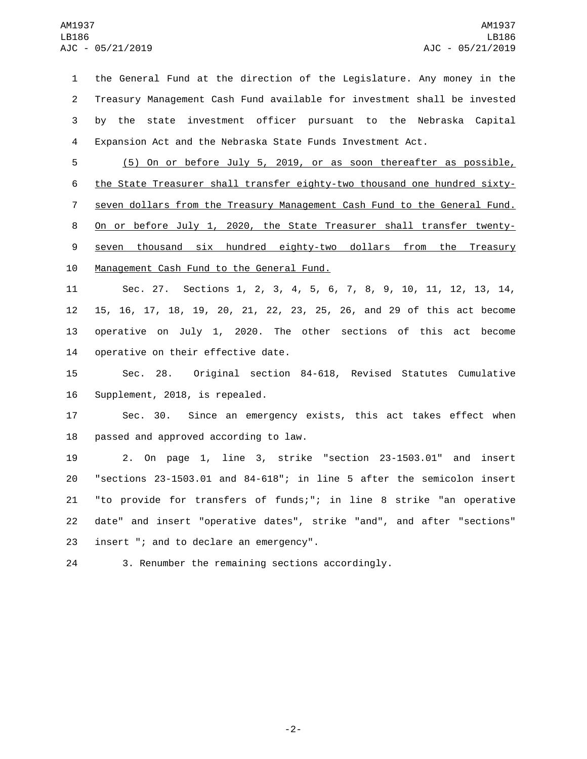the General Fund at the direction of the Legislature. Any money in the Treasury Management Cash Fund available for investment shall be invested by the state investment officer pursuant to the Nebraska Capital Expansion Act and the Nebraska State Funds Investment Act.

<u>(5) On or before July 5, 2019, or as soon thereafter as possible, the State Treasurer shall transfer eighty-two thousand one hundred sixty-seven dollars from the Treasury Management Cash Fund to the General Fund. On or before July 1, 2020, the State Treasurer shall transfer twenty-seven thousand six hundred eighty-two dollars from the Treasury Management Cash Fund to the General Fund.</u>

Sec. 27. Sections 1, 2, 3, 4, 5, 6, 7, 8, 9, 10, 11, 12, 13, 14, 15, 16, 17, 18, 19, 20, 21, 22, 23, 25, 26, and 29 of this act become operative on July 1, 2020. The other sections of this act become operative on their effective date.

Sec. 28. Original section 84-618, Revised Statutes Cumulative Supplement, 2018, is repealed.

Sec. 30. Since an emergency exists, this act takes effect when passed and approved according to law.

2. On page 1, line 3, strike "section 23-1503.01" and insert "sections 23-1503.01 and 84-618"; in line 5 after the semicolon insert "to provide for transfers of funds;"; in line 8 strike "an operative date" and insert "operative dates", strike "and", and after "sections" insert "; and to declare an emergency".

3. Renumber the remaining sections accordingly.